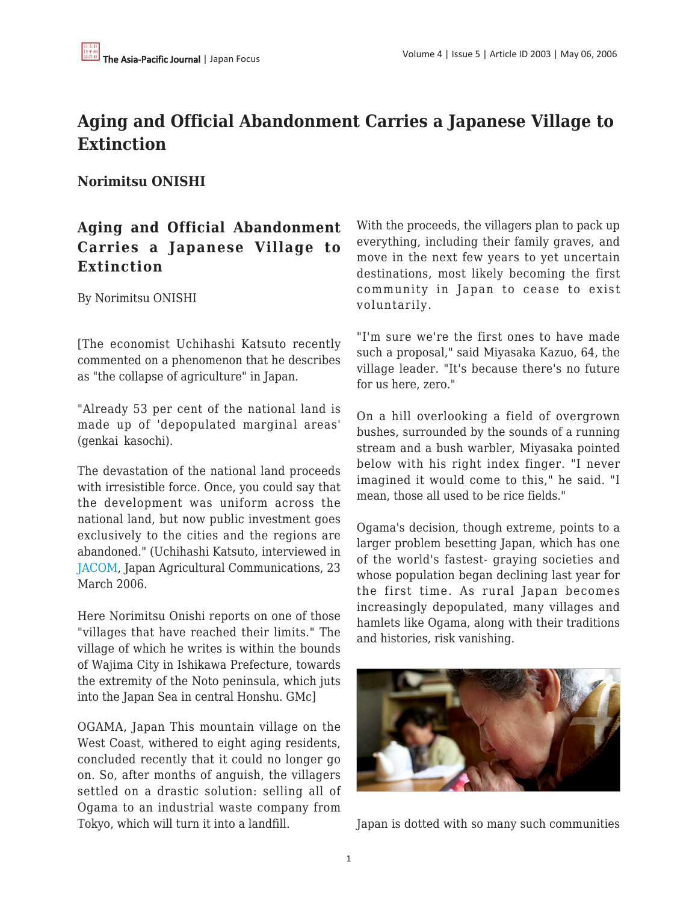# Aging and Official Abandonment Carries a Japanese Village to Extinction

**Norimitsu ONISHI**

## Aging and Official Abandonment Carries a Japanese Village to Extinction

By Norimitsu ONISHI

[The economist Uchihashi Katsuto recently commented on a phenomenon that he describes as "the collapse of agriculture" in Japan.

"Already 53 per cent of the national land is made up of 'depopulated marginal areas' (genkai kasochi).

The devastation of the national land proceeds with irresistible force. Once, you could say that the development was uniform across the national land, but now public investment goes exclusively to the cities and the regions are abandoned." (Uchihashi Katsuto, interviewed in JACOM, Japan Agricultural Communications, 23 March 2006.

Here Norimitsu Onishi reports on one of those "villages that have reached their limits." The village of which he writes is within the bounds of Wajima City in Ishikawa Prefecture, towards the extremity of the Noto peninsula, which juts into the Japan Sea in central Honshu. GMc]

OGAMA, Japan This mountain village on the West Coast, withered to eight aging residents, concluded recently that it could no longer go on. So, after months of anguish, the villagers settled on a drastic solution: selling all of Ogama to an industrial waste company from Tokyo, which will turn it into a landfill.

With the proceeds, the villagers plan to pack up everything, including their family graves, and move in the next few years to yet uncertain destinations, most likely becoming the first community in Japan to cease to exist voluntarily.

"I'm sure we're the first ones to have made such a proposal," said Miyasaka Kazuo, 64, the village leader. "It's because there's no future for us here, zero."

On a hill overlooking a field of overgrown bushes, surrounded by the sounds of a running stream and a bush warbler, Miyasaka pointed below with his right index finger. "I never imagined it would come to this," he said. "I mean, those all used to be rice fields."

Ogama's decision, though extreme, points to a larger problem besetting Japan, which has one of the world's fastest- graying societies and whose population began declining last year for the first time. As rural Japan becomes increasingly depopulated, many villages and hamlets like Ogama, along with their traditions and histories, risk vanishing.

Japan is dotted with so many such communities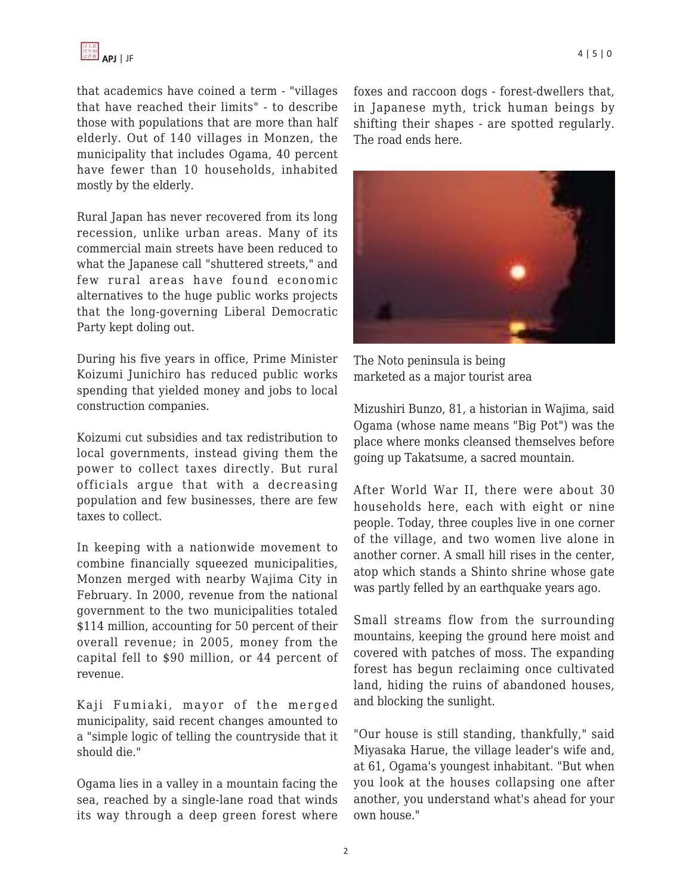that academics have coined a term - "villages that have reached their limits" - to describe those with populations that are more than half elderly. Out of 140 villages in Monzen, the municipality that includes Ogama, 40 percent have fewer than 10 households, inhabited mostly by the elderly.

Rural Japan has never recovered from its long recession, unlike urban areas. Many of its commercial main streets have been reduced to what the Japanese call "shuttered streets," and few rural areas have found economic alternatives to the huge public works projects that the long-governing Liberal Democratic Party kept doling out.

During his five years in office, Prime Minister Koizumi Junichiro has reduced public works spending that yielded money and jobs to local construction companies.

Koizumi cut subsidies and tax redistribution to local governments, instead giving them the power to collect taxes directly. But rural officials argue that with a decreasing population and few businesses, there are few taxes to collect.

In keeping with a nationwide movement to combine financially squeezed municipalities, Monzen merged with nearby Wajima City in February. In 2000, revenue from the national government to the two municipalities totaled $114 million, accounting for 50 percent of their overall revenue; in 2005, money from the capital fell to $90 million, or 44 percent of revenue.

Kaji Fumiaki, mayor of the merged municipality, said recent changes amounted to a "simple logic of telling the countryside that it should die."

Ogama lies in a valley in a mountain facing the sea, reached by a single-lane road that winds its way through a deep green forest where foxes and raccoon dogs - forest-dwellers that, in Japanese myth, trick human beings by shifting their shapes - are spotted regularly. The road ends here.

The Noto peninsula is being marketed as a major tourist area

Mizushiri Bunzo, 81, a historian in Wajima, said Ogama (whose name means "Big Pot") was the place where monks cleansed themselves before going up Takatsume, a sacred mountain.

After World War II, there were about 30 households here, each with eight or nine people. Today, three couples live in one corner of the village, and two women live alone in another corner. A small hill rises in the center, atop which stands a Shinto shrine whose gate was partly felled by an earthquake years ago.

Small streams flow from the surrounding mountains, keeping the ground here moist and covered with patches of moss. The expanding forest has begun reclaiming once cultivated land, hiding the ruins of abandoned houses, and blocking the sunlight.

"Our house is still standing, thankfully," said Miyasaka Harue, the village leader's wife and, at 61, Ogama's youngest inhabitant. "But when you look at the houses collapsing one after another, you understand what's ahead for your own house."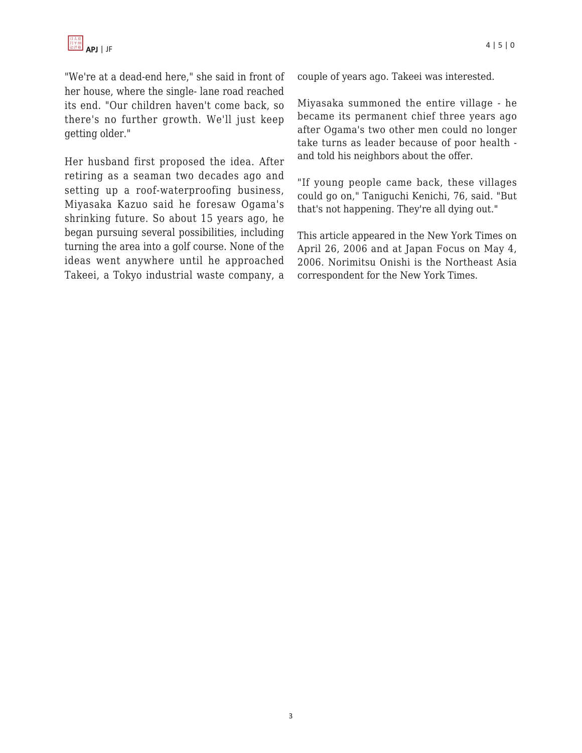"We're at a dead-end here," she said in front of her house, where the single- lane road reached its end. "Our children haven't come back, so there's no further growth. We'll just keep getting older."

Her husband first proposed the idea. After retiring as a seaman two decades ago and setting up a roof-waterproofing business, Miyasaka Kazuo said he foresaw Ogama's shrinking future. So about 15 years ago, he began pursuing several possibilities, including turning the area into a golf course. None of the ideas went anywhere until he approached Takeei, a Tokyo industrial waste company, a couple of years ago. Takeei was interested.

Miyasaka summoned the entire village - he became its permanent chief three years ago after Ogama's two other men could no longer take turns as leader because of poor health - and told his neighbors about the offer.

"If young people came back, these villages could go on," Taniguchi Kenichi, 76, said. "But that's not happening. They're all dying out."

This article appeared in the New York Times on April 26, 2006 and at Japan Focus on May 4, 2006. Norimitsu Onishi is the Northeast Asia correspondent for the New York Times.